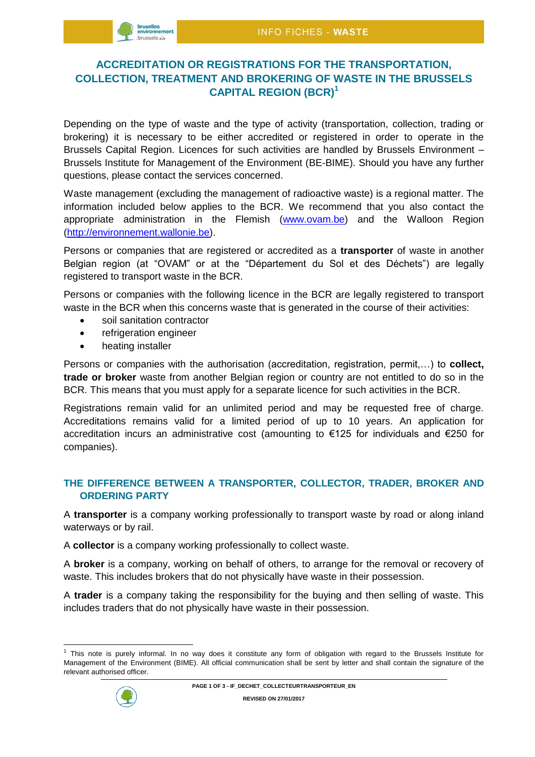# ACCREDITATION OR REGISTRATIONS FOR THE TRANSPORTATION, COLLECTION, TREATMENT AND BROKERING OF WASTE IN THE BRUSSELS CAPITAL REGION (BCR)[1]

Depending on the type of waste and the type of activity (transportation, collection, trading or brokering) it is necessary to be either accredited or registered in order to operate in the Brussels Capital Region. Licences for such activities are handled by Brussels Environment – Brussels Institute for Management of the Environment (BE-BIME). Should you have any further questions, please contact the services concerned.

Waste management (excluding the management of radioactive waste) is a regional matter. The information included below applies to the BCR. We recommend that you also contact the appropriate administration in the Flemish (www.ovam.be) and the Walloon Region (http://environnement.wallonie.be).

Persons or companies that are registered or accredited as a **transporter** of waste in another Belgian region (at "OVAM" or at the "Département du Sol et des Déchets") are legally registered to transport waste in the BCR.

Persons or companies with the following licence in the BCR are legally registered to transport waste in the BCR when this concerns waste that is generated in the course of their activities:

- soil sanitation contractor
- refrigeration engineer
- heating installer

Persons or companies with the authorisation (accreditation, registration, permit,…) to **collect, trade or broker** waste from another Belgian region or country are not entitled to do so in the BCR. This means that you must apply for a separate licence for such activities in the BCR.

Registrations remain valid for an unlimited period and may be requested free of charge. Accreditations remains valid for a limited period of up to 10 years. An application for accreditation incurs an administrative cost (amounting to €125 for individuals and €250 for companies).

## THE DIFFERENCE BETWEEN A TRANSPORTER, COLLECTOR, TRADER, BROKER AND ORDERING PARTY

A **transporter** is a company working professionally to transport waste by road or along inland waterways or by rail.

A **collector** is a company working professionally to collect waste.

A **broker** is a company, working on behalf of others, to arrange for the removal or recovery of waste. This includes brokers that do not physically have waste in their possession.

A **trader** is a company taking the responsibility for the buying and then selling of waste. This includes traders that do not physically have waste in their possession.

---

[1] This note is purely informal. In no way does it constitute any form of obligation with regard to the Brussels Institute for Management of the Environment (BIME). All official communication shall be sent by letter and shall contain the signature of the relevant authorised officer.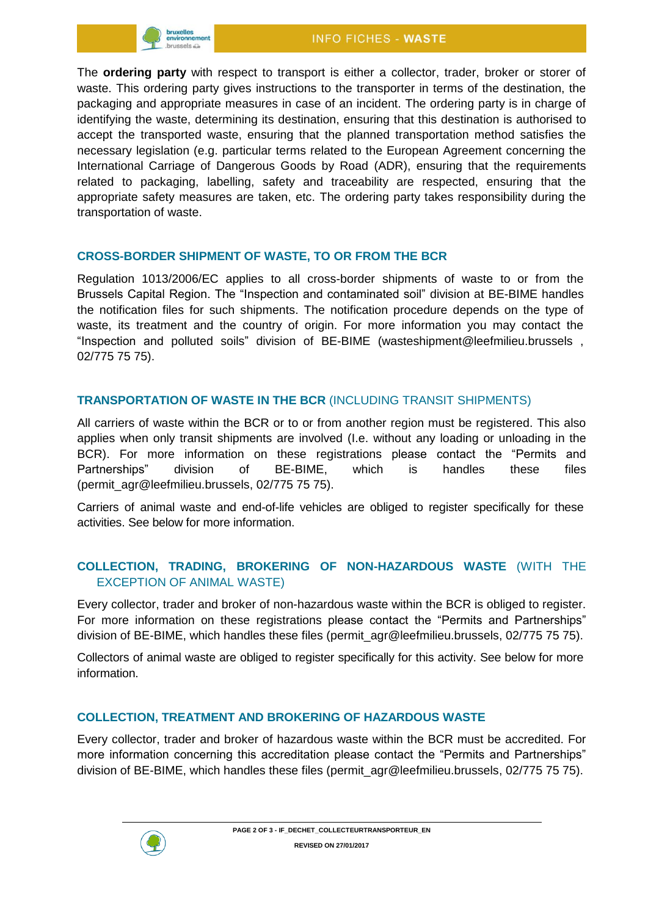The **ordering party** with respect to transport is either a collector, trader, broker or storer of waste. This ordering party gives instructions to the transporter in terms of the destination, the packaging and appropriate measures in case of an incident. The ordering party is in charge of identifying the waste, determining its destination, ensuring that this destination is authorised to accept the transported waste, ensuring that the planned transportation method satisfies the necessary legislation (e.g. particular terms related to the European Agreement concerning the International Carriage of Dangerous Goods by Road (ADR), ensuring that the requirements related to packaging, labelling, safety and traceability are respected, ensuring that the appropriate safety measures are taken, etc. The ordering party takes responsibility during the transportation of waste.

## CROSS-BORDER SHIPMENT OF WASTE, TO OR FROM THE BCR

Regulation 1013/2006/EC applies to all cross-border shipments of waste to or from the Brussels Capital Region. The "Inspection and contaminated soil" division at BE-BIME handles the notification files for such shipments. The notification procedure depends on the type of waste, its treatment and the country of origin. For more information you may contact the "Inspection and polluted soils" division of BE-BIME (wasteshipment@leefmilieu.brussels , 02/775 75 75).

## TRANSPORTATION OF WASTE IN THE BCR (INCLUDING TRANSIT SHIPMENTS)

All carriers of waste within the BCR or to or from another region must be registered. This also applies when only transit shipments are involved (I.e. without any loading or unloading in the BCR). For more information on these registrations please contact the "Permits and Partnerships" division of BE-BIME, which is handles these files (permit_agr@leefmilieu.brussels, 02/775 75 75).

Carriers of animal waste and end-of-life vehicles are obliged to register specifically for these activities. See below for more information.

## COLLECTION, TRADING, BROKERING OF NON-HAZARDOUS WASTE (WITH THE EXCEPTION OF ANIMAL WASTE)

Every collector, trader and broker of non-hazardous waste within the BCR is obliged to register. For more information on these registrations please contact the "Permits and Partnerships" division of BE-BIME, which handles these files (permit_agr@leefmilieu.brussels, 02/775 75 75).

Collectors of animal waste are obliged to register specifically for this activity. See below for more information.

## COLLECTION, TREATMENT AND BROKERING OF HAZARDOUS WASTE

Every collector, trader and broker of hazardous waste within the BCR must be accredited. For more information concerning this accreditation please contact the "Permits and Partnerships" division of BE-BIME, which handles these files (permit_agr@leefmilieu.brussels, 02/775 75 75).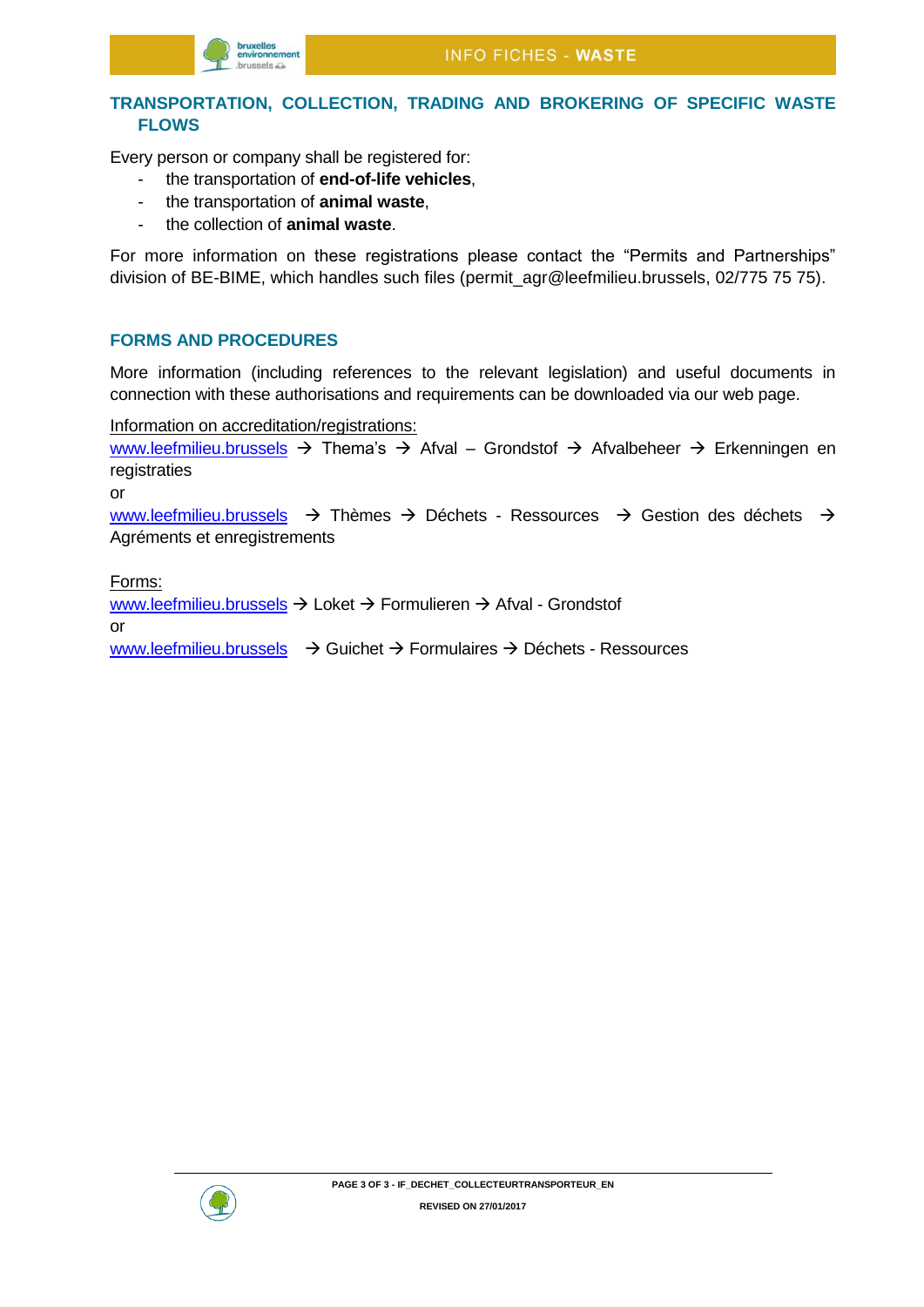## TRANSPORTATION, COLLECTION, TRADING AND BROKERING OF SPECIFIC WASTE FLOWS

Every person or company shall be registered for:

- the transportation of **end-of-life vehicles**,
- the transportation of **animal waste**,
- the collection of **animal waste**.

For more information on these registrations please contact the "Permits and Partnerships" division of BE-BIME, which handles such files (permit_agr@leefmilieu.brussels, 02/775 75 75).

## FORMS AND PROCEDURES

More information (including references to the relevant legislation) and useful documents in connection with these authorisations and requirements can be downloaded via our web page.

Information on accreditation/registrations:
www.leefmilieu.brussels → Thema's → Afval – Grondstof → Afvalbeheer → Erkenningen en registraties
or
www.leefmilieu.brussels → Thèmes → Déchets - Ressources → Gestion des déchets → Agréments et enregistrements

Forms:
www.leefmilieu.brussels → Loket → Formulieren → Afval - Grondstof
or
www.leefmilieu.brussels → Guichet → Formulaires → Déchets - Ressources